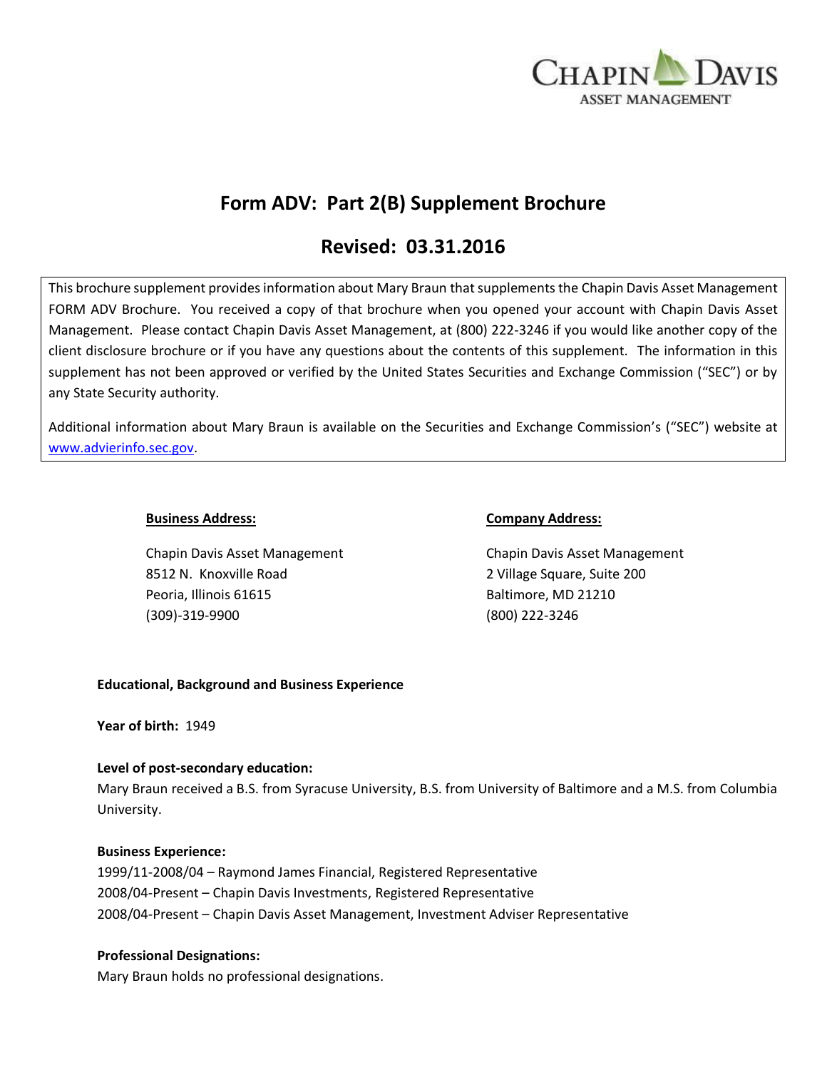CHAPIN DAVIS
ASSET MANAGEMENT

# Form ADV: Part 2(B) Supplement Brochure

## Revised: 03.31.2016

This brochure supplement provides information about Mary Braun that supplements the Chapin Davis Asset Management FORM ADV Brochure. You received a copy of that brochure when you opened your account with Chapin Davis Asset Management. Please contact Chapin Davis Asset Management, at (800) 222-3246 if you would like another copy of the client disclosure brochure or if you have any questions about the contents of this supplement. The information in this supplement has not been approved or verified by the United States Securities and Exchange Commission ("SEC") or by any State Security authority.

Additional information about Mary Braun is available on the Securities and Exchange Commission's ("SEC") website at www.advierinfo.sec.gov.

**Business Address:**

Chapin Davis Asset Management
8512 N. Knoxville Road
Peoria, Illinois 61615
(309)-319-9900

**Company Address:**

Chapin Davis Asset Management
2 Village Square, Suite 200
Baltimore, MD 21210
(800) 222-3246

**Educational, Background and Business Experience**

**Year of birth:** 1949

**Level of post-secondary education:**
Mary Braun received a B.S. from Syracuse University, B.S. from University of Baltimore and a M.S. from Columbia University.

**Business Experience:**
1999/11-2008/04 – Raymond James Financial, Registered Representative
2008/04-Present – Chapin Davis Investments, Registered Representative
2008/04-Present – Chapin Davis Asset Management, Investment Adviser Representative

**Professional Designations:**
Mary Braun holds no professional designations.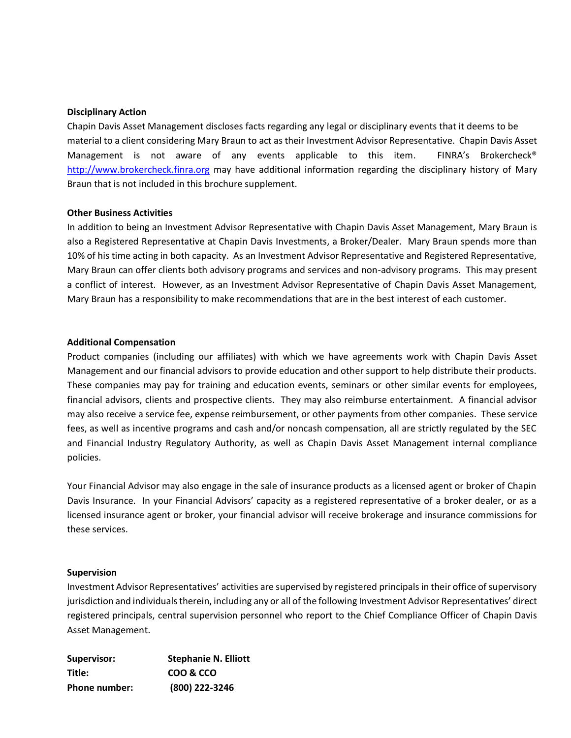**Disciplinary Action**

Chapin Davis Asset Management discloses facts regarding any legal or disciplinary events that it deems to be material to a client considering Mary Braun to act as their Investment Advisor Representative. Chapin Davis Asset Management is not aware of any events applicable to this item. FINRA's Brokercheck® http://www.brokercheck.finra.org may have additional information regarding the disciplinary history of Mary Braun that is not included in this brochure supplement.

**Other Business Activities**

In addition to being an Investment Advisor Representative with Chapin Davis Asset Management, Mary Braun is also a Registered Representative at Chapin Davis Investments, a Broker/Dealer. Mary Braun spends more than 10% of his time acting in both capacity. As an Investment Advisor Representative and Registered Representative, Mary Braun can offer clients both advisory programs and services and non-advisory programs. This may present a conflict of interest. However, as an Investment Advisor Representative of Chapin Davis Asset Management, Mary Braun has a responsibility to make recommendations that are in the best interest of each customer.

**Additional Compensation**

Product companies (including our affiliates) with which we have agreements work with Chapin Davis Asset Management and our financial advisors to provide education and other support to help distribute their products. These companies may pay for training and education events, seminars or other similar events for employees, financial advisors, clients and prospective clients. They may also reimburse entertainment. A financial advisor may also receive a service fee, expense reimbursement, or other payments from other companies. These service fees, as well as incentive programs and cash and/or noncash compensation, all are strictly regulated by the SEC and Financial Industry Regulatory Authority, as well as Chapin Davis Asset Management internal compliance policies.

Your Financial Advisor may also engage in the sale of insurance products as a licensed agent or broker of Chapin Davis Insurance. In your Financial Advisors' capacity as a registered representative of a broker dealer, or as a licensed insurance agent or broker, your financial advisor will receive brokerage and insurance commissions for these services.

**Supervision**

Investment Advisor Representatives' activities are supervised by registered principals in their office of supervisory jurisdiction and individuals therein, including any or all of the following Investment Advisor Representatives' direct registered principals, central supervision personnel who report to the Chief Compliance Officer of Chapin Davis Asset Management.

**Supervisor:** **Stephanie N. Elliott**
**Title:** **COO & CCO**
**Phone number:** **(800) 222-3246**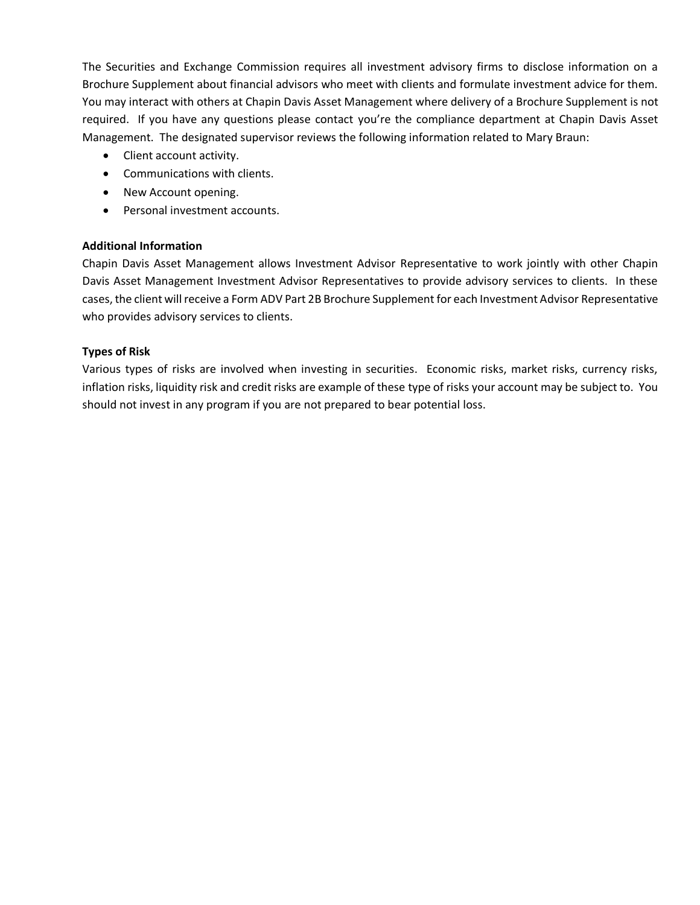The Securities and Exchange Commission requires all investment advisory firms to disclose information on a Brochure Supplement about financial advisors who meet with clients and formulate investment advice for them. You may interact with others at Chapin Davis Asset Management where delivery of a Brochure Supplement is not required. If you have any questions please contact you're the compliance department at Chapin Davis Asset Management. The designated supervisor reviews the following information related to Mary Braun:

- Client account activity.
- Communications with clients.
- New Account opening.
- Personal investment accounts.

**Additional Information**

Chapin Davis Asset Management allows Investment Advisor Representative to work jointly with other Chapin Davis Asset Management Investment Advisor Representatives to provide advisory services to clients. In these cases, the client will receive a Form ADV Part 2B Brochure Supplement for each Investment Advisor Representative who provides advisory services to clients.

**Types of Risk**

Various types of risks are involved when investing in securities. Economic risks, market risks, currency risks, inflation risks, liquidity risk and credit risks are example of these type of risks your account may be subject to. You should not invest in any program if you are not prepared to bear potential loss.